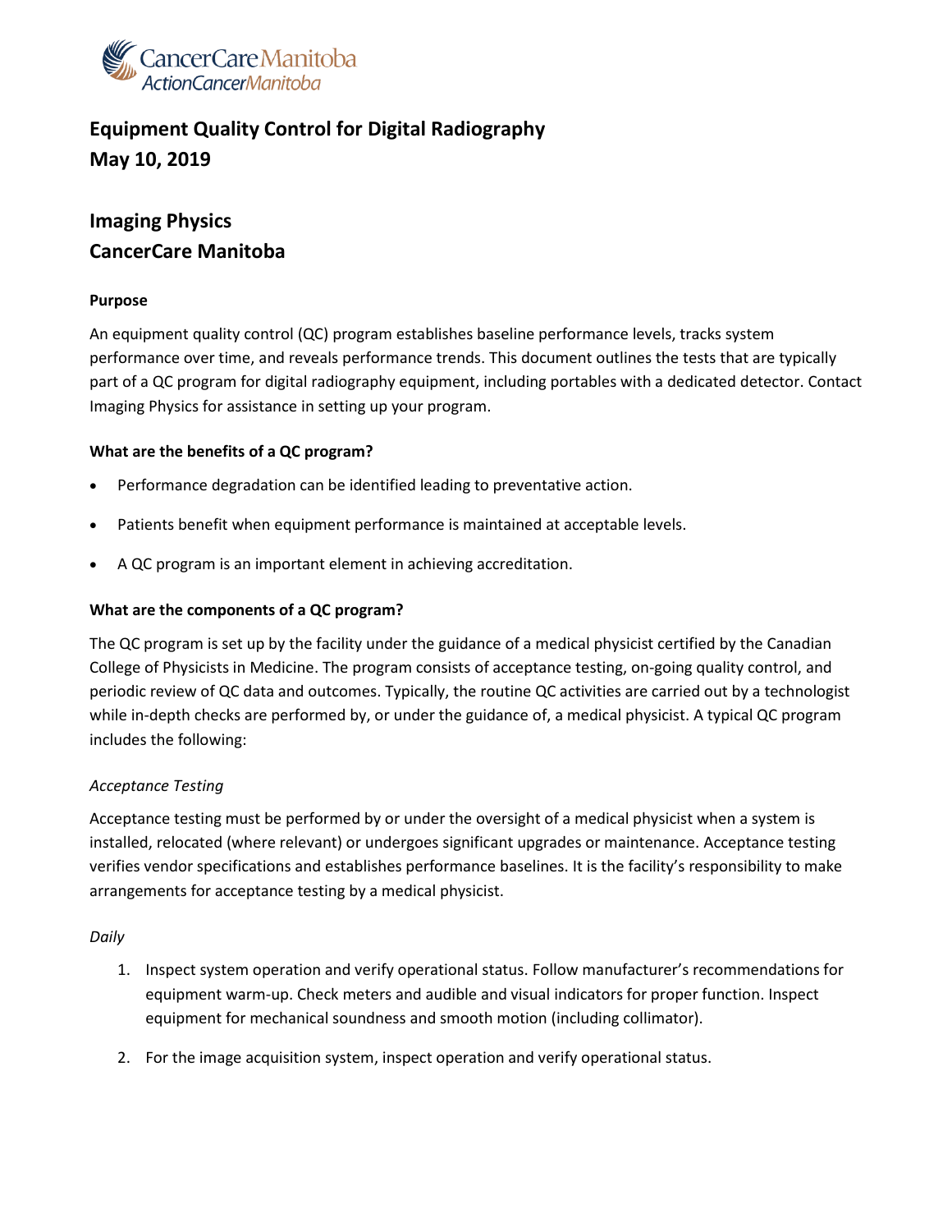CancerCare Manitoba
ActionCancerManitoba

# Equipment Quality Control for Digital Radiography
# May 10, 2019

## Imaging Physics
## CancerCare Manitoba

**Purpose**

An equipment quality control (QC) program establishes baseline performance levels, tracks system performance over time, and reveals performance trends. This document outlines the tests that are typically part of a QC program for digital radiography equipment, including portables with a dedicated detector. Contact Imaging Physics for assistance in setting up your program.

**What are the benefits of a QC program?**

- Performance degradation can be identified leading to preventative action.
- Patients benefit when equipment performance is maintained at acceptable levels.
- A QC program is an important element in achieving accreditation.

**What are the components of a QC program?**

The QC program is set up by the facility under the guidance of a medical physicist certified by the Canadian College of Physicists in Medicine. The program consists of acceptance testing, on-going quality control, and periodic review of QC data and outcomes. Typically, the routine QC activities are carried out by a technologist while in-depth checks are performed by, or under the guidance of, a medical physicist. A typical QC program includes the following:

*Acceptance Testing*

Acceptance testing must be performed by or under the oversight of a medical physicist when a system is installed, relocated (where relevant) or undergoes significant upgrades or maintenance. Acceptance testing verifies vendor specifications and establishes performance baselines. It is the facility's responsibility to make arrangements for acceptance testing by a medical physicist.

*Daily*

1. Inspect system operation and verify operational status. Follow manufacturer's recommendations for equipment warm-up. Check meters and audible and visual indicators for proper function. Inspect equipment for mechanical soundness and smooth motion (including collimator).
2. For the image acquisition system, inspect operation and verify operational status.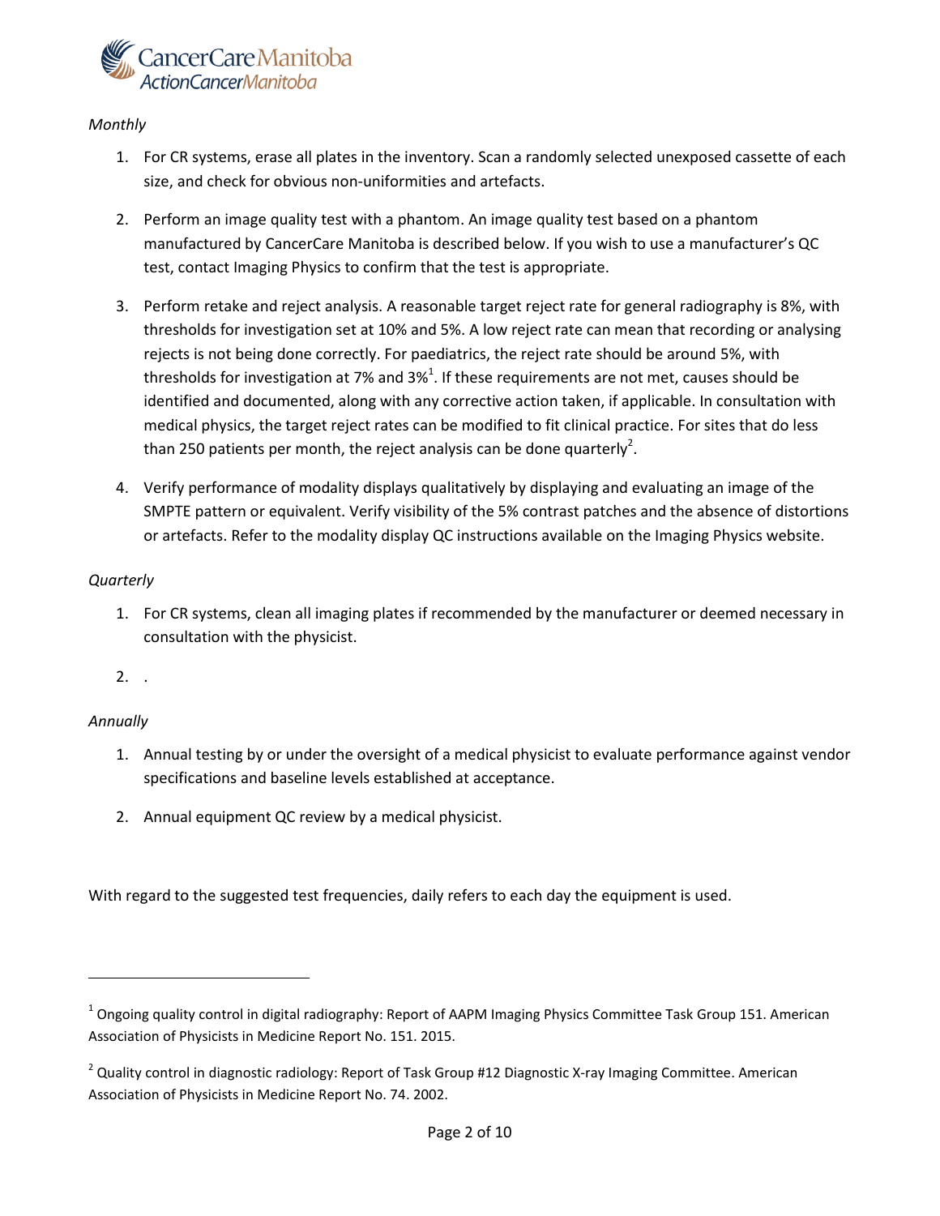*Monthly*

1. For CR systems, erase all plates in the inventory. Scan a randomly selected unexposed cassette of each size, and check for obvious non-uniformities and artefacts.

2. Perform an image quality test with a phantom. An image quality test based on a phantom manufactured by CancerCare Manitoba is described below. If you wish to use a manufacturer's QC test, contact Imaging Physics to confirm that the test is appropriate.

3. Perform retake and reject analysis. A reasonable target reject rate for general radiography is 8%, with thresholds for investigation set at 10% and 5%. A low reject rate can mean that recording or analysing rejects is not being done correctly. For paediatrics, the reject rate should be around 5%, with thresholds for investigation at 7% and 3%[1]. If these requirements are not met, causes should be identified and documented, along with any corrective action taken, if applicable. In consultation with medical physics, the target reject rates can be modified to fit clinical practice. For sites that do less than 250 patients per month, the reject analysis can be done quarterly[2].

4. Verify performance of modality displays qualitatively by displaying and evaluating an image of the SMPTE pattern or equivalent. Verify visibility of the 5% contrast patches and the absence of distortions or artefacts. Refer to the modality display QC instructions available on the Imaging Physics website.

*Quarterly*

1. For CR systems, clean all imaging plates if recommended by the manufacturer or deemed necessary in consultation with the physicist.

2. .

*Annually*

1. Annual testing by or under the oversight of a medical physicist to evaluate performance against vendor specifications and baseline levels established at acceptance.

2. Annual equipment QC review by a medical physicist.

With regard to the suggested test frequencies, daily refers to each day the equipment is used.

---

[1] Ongoing quality control in digital radiography: Report of AAPM Imaging Physics Committee Task Group 151. American Association of Physicists in Medicine Report No. 151. 2015.

[2] Quality control in diagnostic radiology: Report of Task Group #12 Diagnostic X-ray Imaging Committee. American Association of Physicists in Medicine Report No. 74. 2002.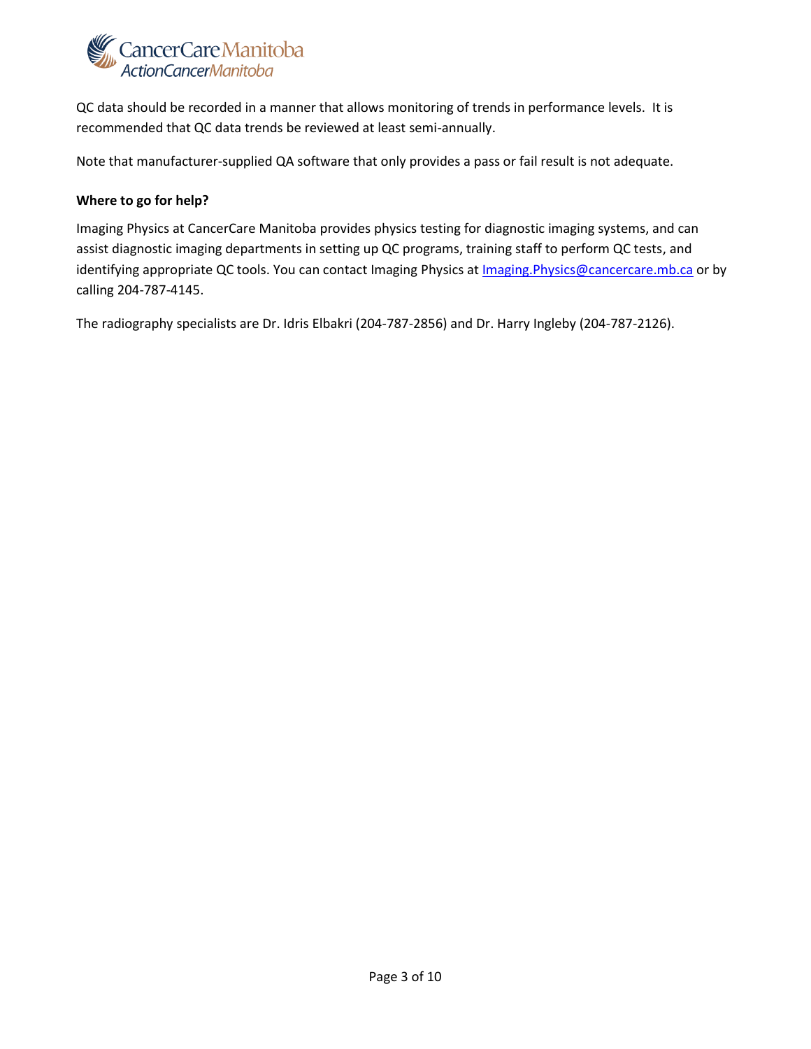QC data should be recorded in a manner that allows monitoring of trends in performance levels. It is recommended that QC data trends be reviewed at least semi-annually.

Note that manufacturer-supplied QA software that only provides a pass or fail result is not adequate.

**Where to go for help?**

Imaging Physics at CancerCare Manitoba provides physics testing for diagnostic imaging systems, and can assist diagnostic imaging departments in setting up QC programs, training staff to perform QC tests, and identifying appropriate QC tools. You can contact Imaging Physics at [Imaging.Physics@cancercare.mb.ca](mailto:Imaging.Physics@cancercare.mb.ca) or by calling 204-787-4145.

The radiography specialists are Dr. Idris Elbakri (204-787-2856) and Dr. Harry Ingleby (204-787-2126).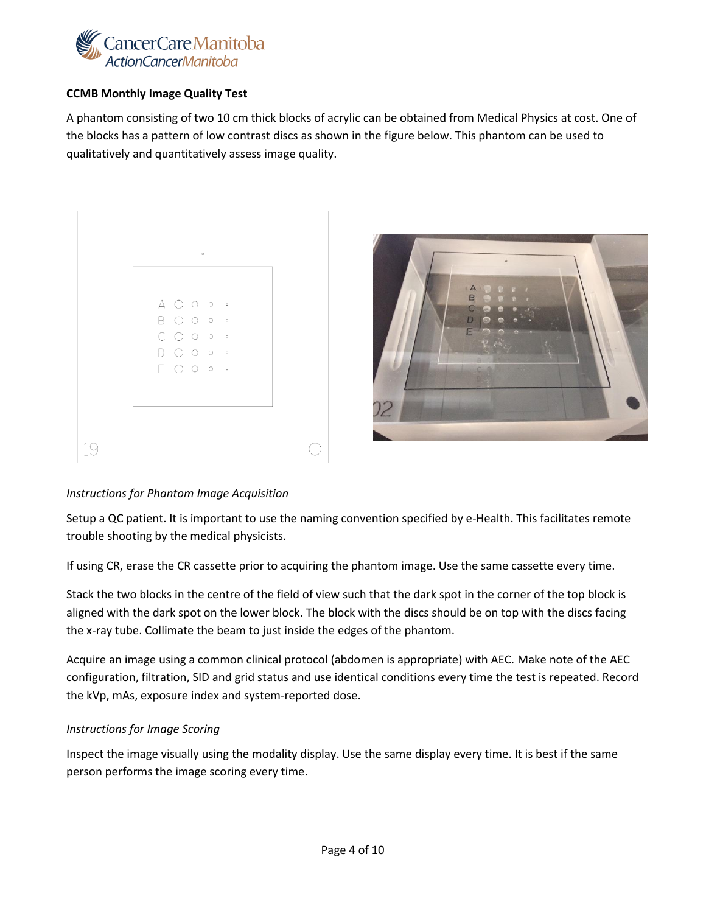**CCMB Monthly Image Quality Test**

A phantom consisting of two 10 cm thick blocks of acrylic can be obtained from Medical Physics at cost. One of the blocks has a pattern of low contrast discs as shown in the figure below. This phantom can be used to qualitatively and quantitatively assess image quality.

*Instructions for Phantom Image Acquisition*

Setup a QC patient. It is important to use the naming convention specified by e-Health. This facilitates remote trouble shooting by the medical physicists.

If using CR, erase the CR cassette prior to acquiring the phantom image. Use the same cassette every time.

Stack the two blocks in the centre of the field of view such that the dark spot in the corner of the top block is aligned with the dark spot on the lower block. The block with the discs should be on top with the discs facing the x-ray tube. Collimate the beam to just inside the edges of the phantom.

Acquire an image using a common clinical protocol (abdomen is appropriate) with AEC. Make note of the AEC configuration, filtration, SID and grid status and use identical conditions every time the test is repeated. Record the kVp, mAs, exposure index and system-reported dose.

*Instructions for Image Scoring*

Inspect the image visually using the modality display. Use the same display every time. It is best if the same person performs the image scoring every time.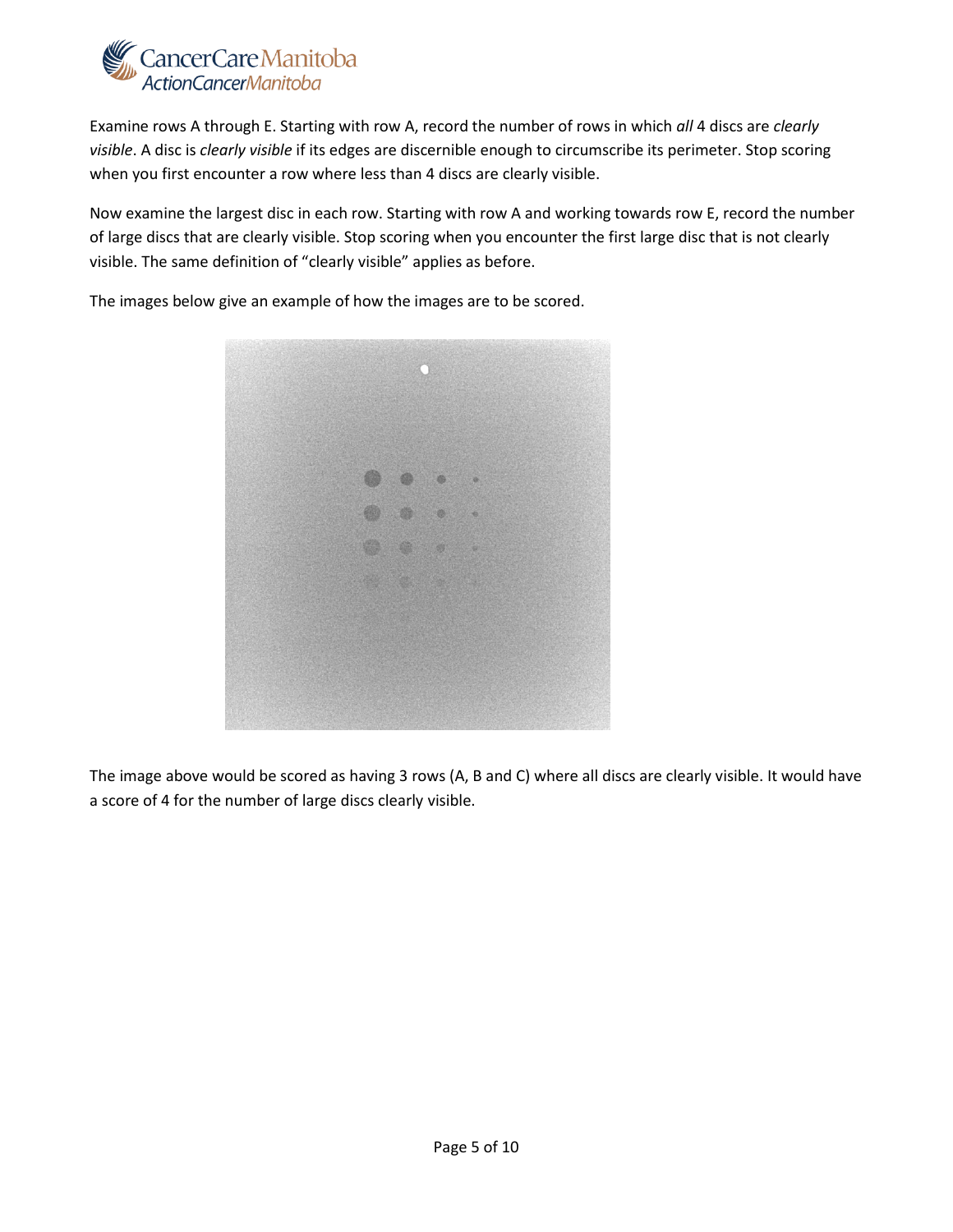Examine rows A through E. Starting with row A, record the number of rows in which *all* 4 discs are *clearly visible*. A disc is *clearly visible* if its edges are discernible enough to circumscribe its perimeter. Stop scoring when you first encounter a row where less than 4 discs are clearly visible.

Now examine the largest disc in each row. Starting with row A and working towards row E, record the number of large discs that are clearly visible. Stop scoring when you encounter the first large disc that is not clearly visible. The same definition of "clearly visible" applies as before.

The images below give an example of how the images are to be scored.

The image above would be scored as having 3 rows (A, B and C) where all discs are clearly visible. It would have a score of 4 for the number of large discs clearly visible.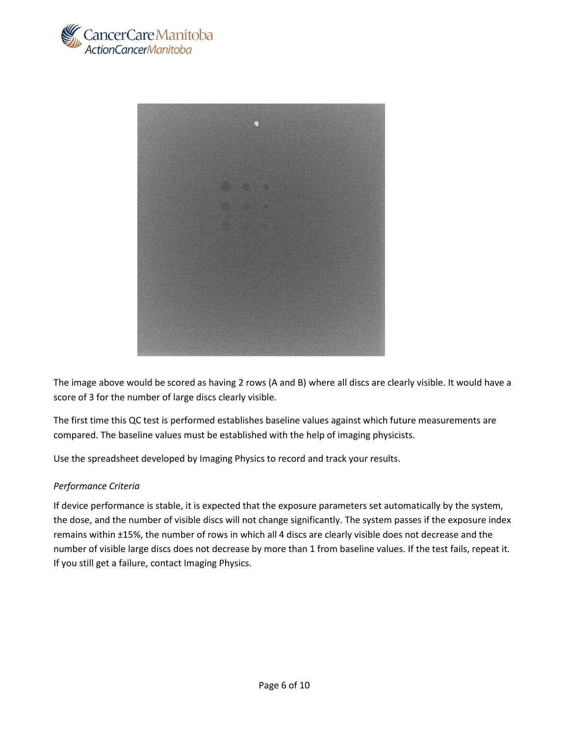The image above would be scored as having 2 rows (A and B) where all discs are clearly visible. It would have a score of 3 for the number of large discs clearly visible.

The first time this QC test is performed establishes baseline values against which future measurements are compared. The baseline values must be established with the help of imaging physicists.

Use the spreadsheet developed by Imaging Physics to record and track your results.

*Performance Criteria*

If device performance is stable, it is expected that the exposure parameters set automatically by the system, the dose, and the number of visible discs will not change significantly. The system passes if the exposure index remains within ±15%, the number of rows in which all 4 discs are clearly visible does not decrease and the number of visible large discs does not decrease by more than 1 from baseline values. If the test fails, repeat it. If you still get a failure, contact Imaging Physics.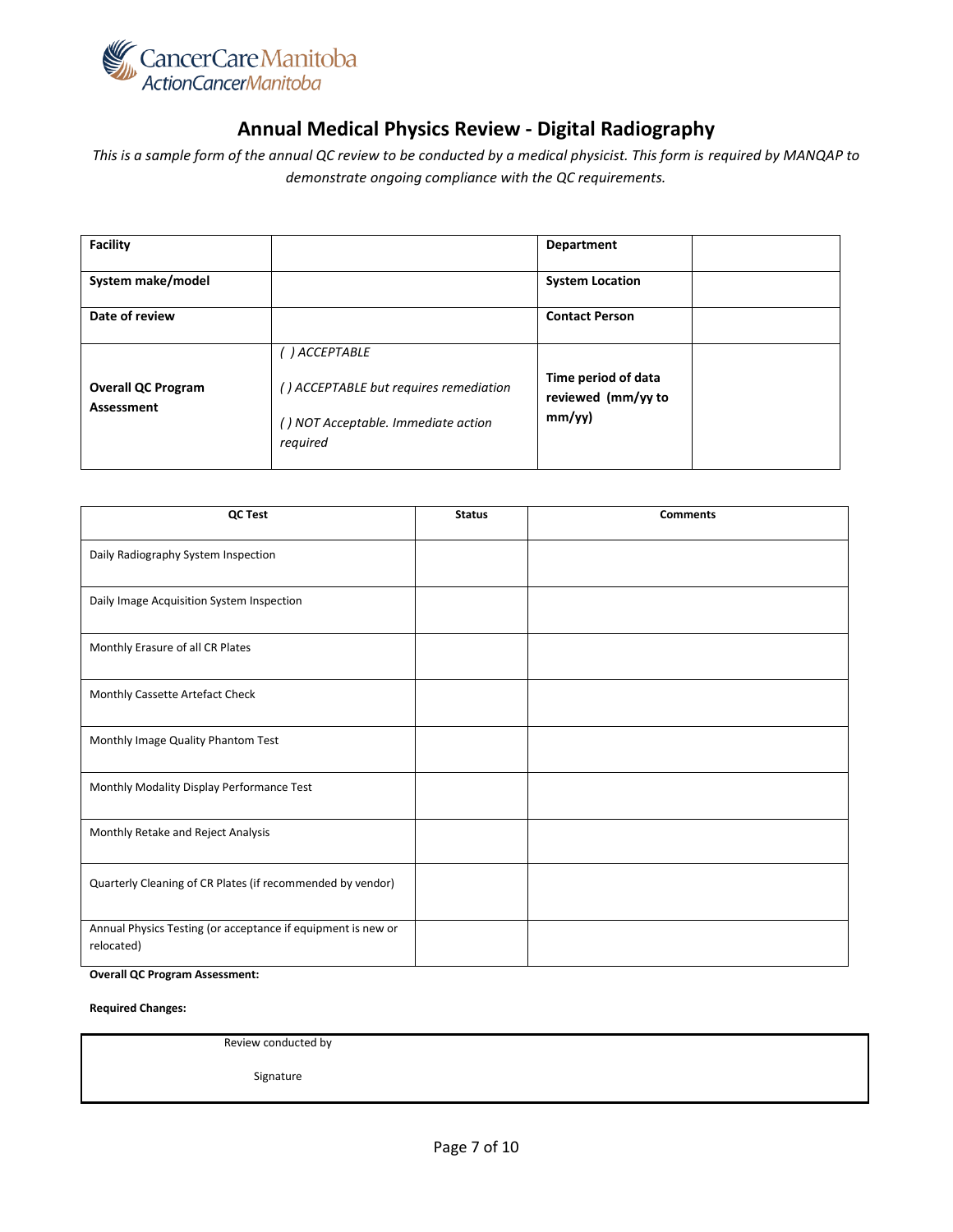CancerCare Manitoba
ActionCancerManitoba

# Annual Medical Physics Review - Digital Radiography

*This is a sample form of the annual QC review to be conducted by a medical physicist. This form is required by MANQAP to demonstrate ongoing compliance with the QC requirements.*

| | | | |
|---|---|---|---|
| **Facility** | | **Department** | |
| **System make/model** | | **System Location** | |
| **Date of review** | | **Contact Person** | |
| **Overall QC Program Assessment** | *( ) ACCEPTABLE*<br>*( ) ACCEPTABLE but requires remediation*<br>*( ) NOT Acceptable. Immediate action required* | **Time period of data reviewed (mm/yy to mm/yy)** | |

| QC Test | Status | Comments |
|---|---|---|
| Daily Radiography System Inspection | | |
| Daily Image Acquisition System Inspection | | |
| Monthly Erasure of all CR Plates | | |
| Monthly Cassette Artefact Check | | |
| Monthly Image Quality Phantom Test | | |
| Monthly Modality Display Performance Test | | |
| Monthly Retake and Reject Analysis | | |
| Quarterly Cleaning of CR Plates (if recommended by vendor) | | |
| Annual Physics Testing (or acceptance if equipment is new or relocated) | | |

**Overall QC Program Assessment:**

**Required Changes:**

Review conducted by

Signature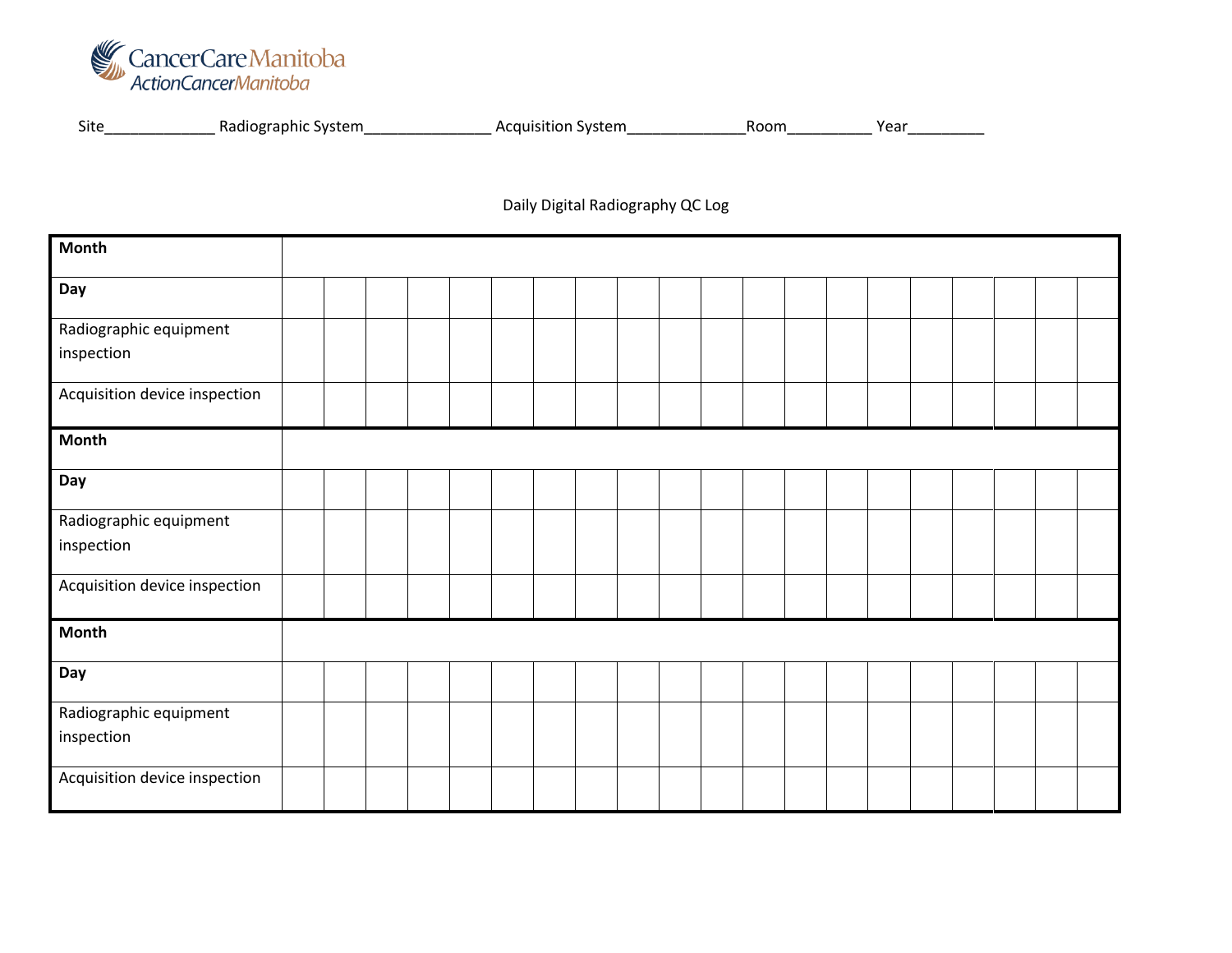CancerCare Manitoba
ActionCancerManitoba

Site_____________ Radiographic System_______________ Acquisition System______________Room__________ Year_________

Daily Digital Radiography QC Log

| **Month** | | | | | | | | | | | | | | | | | | | | |
|---|---|---|---|---|---|---|---|---|---|---|---|---|---|---|---|---|---|---|---|---|
| **Day** | | | | | | | | | | | | | | | | | | | | |
| Radiographic equipment inspection | | | | | | | | | | | | | | | | | | | | |
| Acquisition device inspection | | | | | | | | | | | | | | | | | | | | |
| **Month** | | | | | | | | | | | | | | | | | | | | |
| **Day** | | | | | | | | | | | | | | | | | | | | |
| Radiographic equipment inspection | | | | | | | | | | | | | | | | | | | | |
| Acquisition device inspection | | | | | | | | | | | | | | | | | | | | |
| **Month** | | | | | | | | | | | | | | | | | | | | |
| **Day** | | | | | | | | | | | | | | | | | | | | |
| Radiographic equipment inspection | | | | | | | | | | | | | | | | | | | | |
| Acquisition device inspection | | | | | | | | | | | | | | | | | | | | |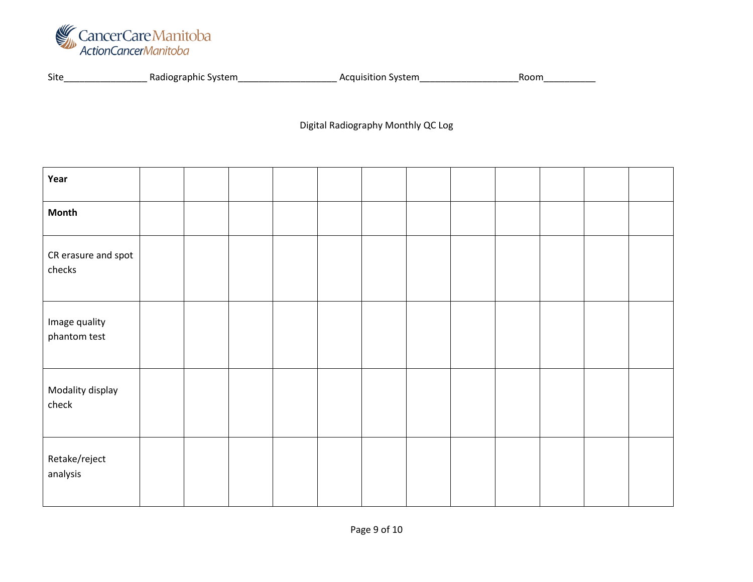Site________________ Radiographic System___________________ Acquisition System___________________Room__________

Digital Radiography Monthly QC Log

| | | | | | | | | | | | | |
|---|---|---|---|---|---|---|---|---|---|---|---|---|
| **Year** | | | | | | | | | | | | |
| **Month** | | | | | | | | | | | | |
| CR erasure and spot checks | | | | | | | | | | | | |
| Image quality phantom test | | | | | | | | | | | | |
| Modality display check | | | | | | | | | | | | |
| Retake/reject analysis | | | | | | | | | | | | |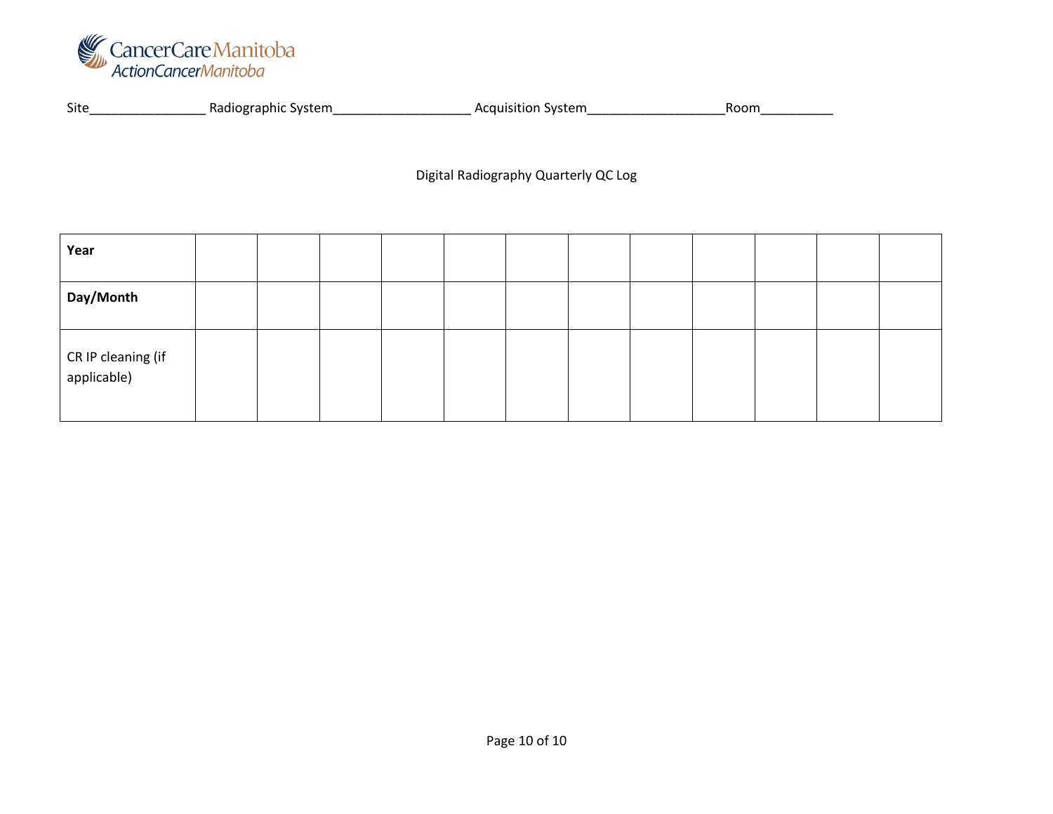CancerCare Manitoba
ActionCancerManitoba

Site________________ Radiographic System___________________ Acquisition System___________________Room__________

Digital Radiography Quarterly QC Log

| | | | | | | | | | | | | |
|---|---|---|---|---|---|---|---|---|---|---|---|---|
| **Year** | | | | | | | | | | | | |
| **Day/Month** | | | | | | | | | | | | |
| CR IP cleaning (if applicable) | | | | | | | | | | | | |